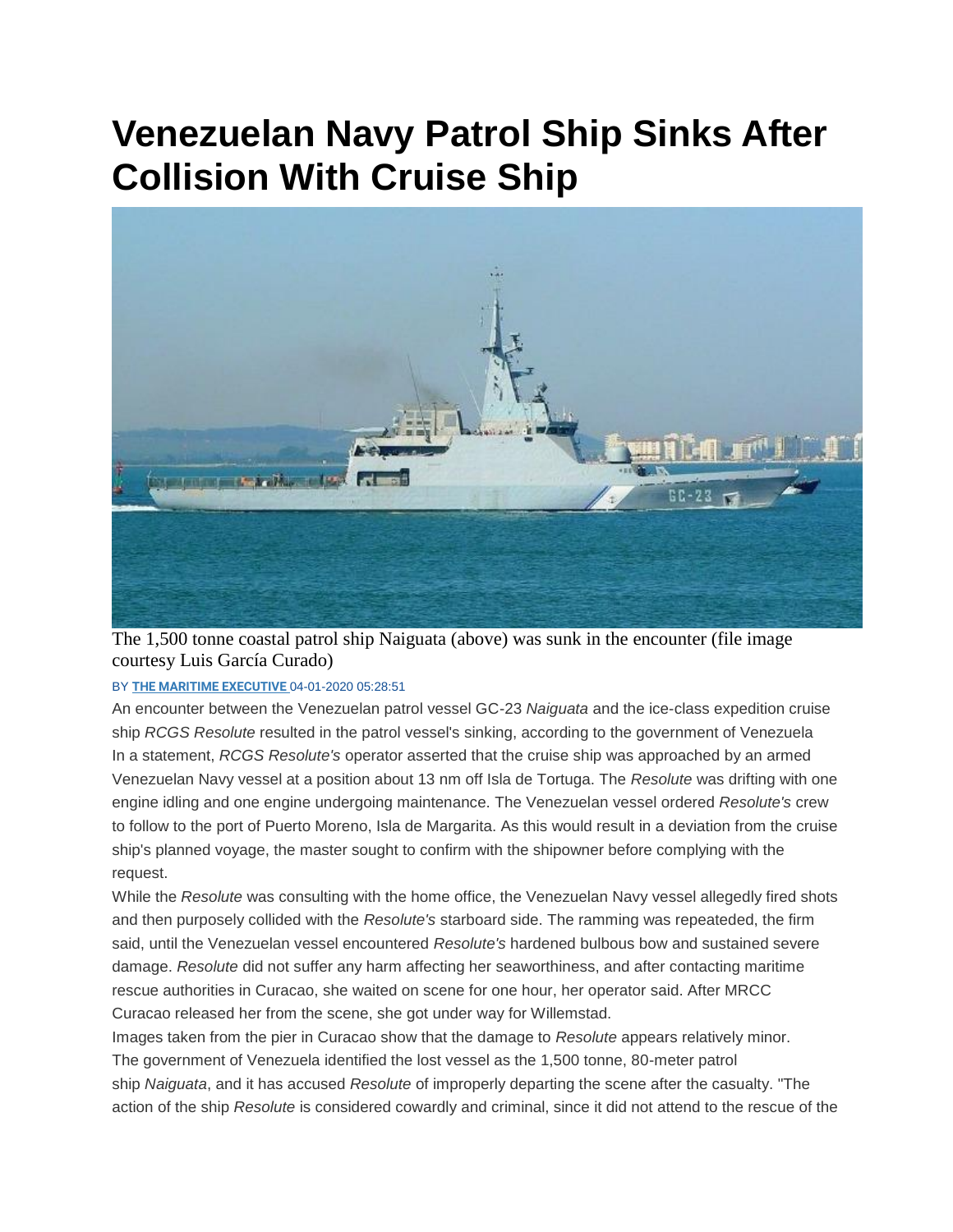# Venezuelan Navy Patrol Ship Sinks After Collision With Cruise Ship

The 1,500 tonne coastal patrol ship Naiguata (above) was sunk in the encounter (file image courtesy Luis García Curado)

BY **THE MARITIME EXECUTIVE** 04-01-2020 05:28:51

An encounter between the Venezuelan patrol vessel GC-23 *Naiguata* and the ice-class expedition cruise ship *RCGS Resolute* resulted in the patrol vessel's sinking, according to the government of Venezuela

In a statement, *RCGS Resolute's* operator asserted that the cruise ship was approached by an armed Venezuelan Navy vessel at a position about 13 nm off Isla de Tortuga. The *Resolute* was drifting with one engine idling and one engine undergoing maintenance. The Venezuelan vessel ordered *Resolute's* crew to follow to the port of Puerto Moreno, Isla de Margarita. As this would result in a deviation from the cruise ship's planned voyage, the master sought to confirm with the shipowner before complying with the request.

While the *Resolute* was consulting with the home office, the Venezuelan Navy vessel allegedly fired shots and then purposely collided with the *Resolute's* starboard side. The ramming was repeateded, the firm said, until the Venezuelan vessel encountered *Resolute's* hardened bulbous bow and sustained severe damage. *Resolute* did not suffer any harm affecting her seaworthiness, and after contacting maritime rescue authorities in Curacao, she waited on scene for one hour, her operator said. After MRCC Curacao released her from the scene, she got under way for Willemstad.

Images taken from the pier in Curacao show that the damage to *Resolute* appears relatively minor.

The government of Venezuela identified the lost vessel as the 1,500 tonne, 80-meter patrol ship *Naiguata*, and it has accused *Resolute* of improperly departing the scene after the casualty. "The action of the ship *Resolute* is considered cowardly and criminal, since it did not attend to the rescue of the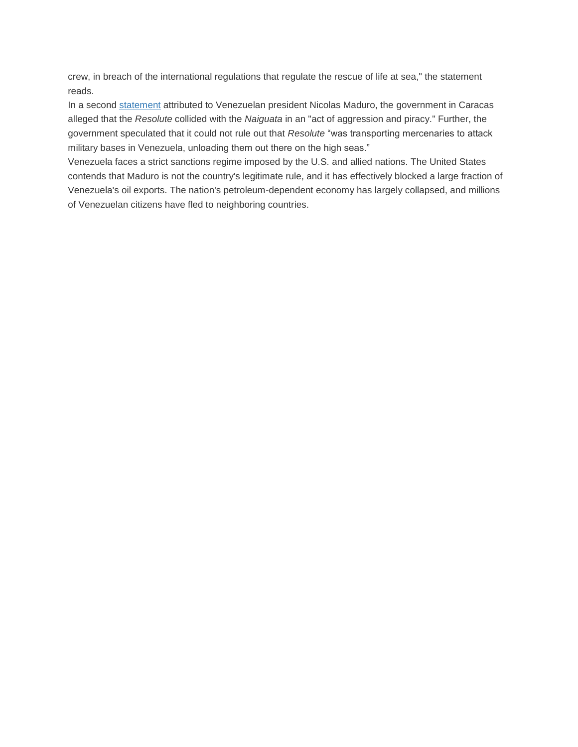crew, in breach of the international regulations that regulate the rescue of life at sea," the statement reads.

In a second statement attributed to Venezuelan president Nicolas Maduro, the government in Caracas alleged that the *Resolute* collided with the *Naiguata* in an "act of aggression and piracy." Further, the government speculated that it could not rule out that *Resolute* "was transporting mercenaries to attack military bases in Venezuela, unloading them out there on the high seas."

Venezuela faces a strict sanctions regime imposed by the U.S. and allied nations. The United States contends that Maduro is not the country's legitimate rule, and it has effectively blocked a large fraction of Venezuela's oil exports. The nation's petroleum-dependent economy has largely collapsed, and millions of Venezuelan citizens have fled to neighboring countries.